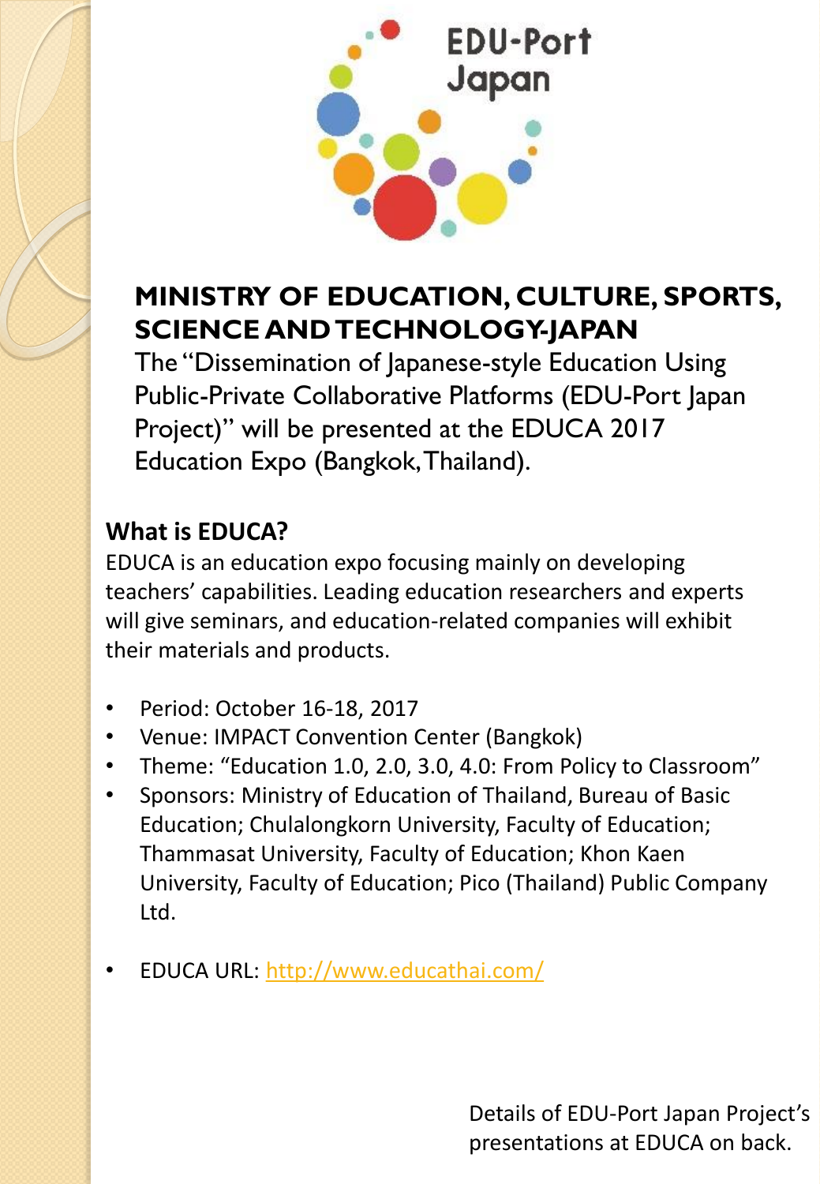EDU-Port Japan

## MINISTRY OF EDUCATION, CULTURE, SPORTS, SCIENCE AND TECHNOLOGY-JAPAN

The "Dissemination of Japanese-style Education Using Public-Private Collaborative Platforms (EDU-Port Japan Project)" will be presented at the EDUCA 2017 Education Expo (Bangkok, Thailand).

### What is EDUCA?

EDUCA is an education expo focusing mainly on developing teachers' capabilities. Leading education researchers and experts will give seminars, and education-related companies will exhibit their materials and products.

- Period: October 16-18, 2017
- Venue: IMPACT Convention Center (Bangkok)
- Theme: "Education 1.0, 2.0, 3.0, 4.0: From Policy to Classroom"
- Sponsors: Ministry of Education of Thailand, Bureau of Basic Education; Chulalongkorn University, Faculty of Education; Thammasat University, Faculty of Education; Khon Kaen University, Faculty of Education; Pico (Thailand) Public Company Ltd.

- EDUCA URL: http://www.educathai.com/

Details of EDU-Port Japan Project's presentations at EDUCA on back.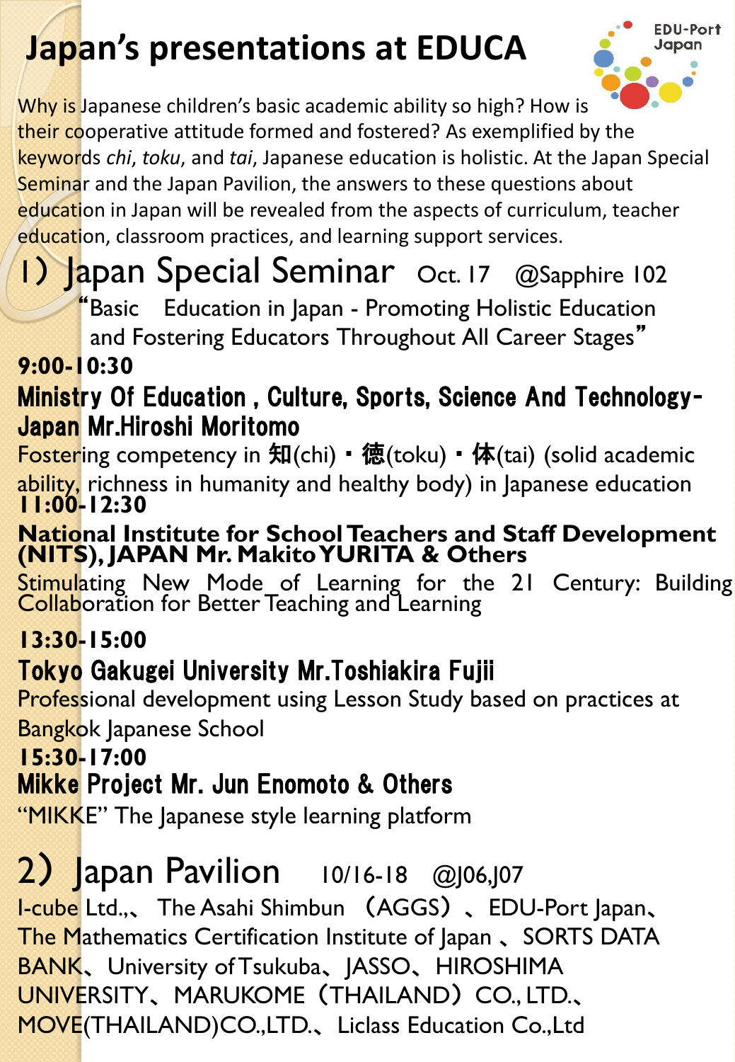# Japan's presentations at EDUCA

EDU-Port Japan

Why is Japanese children's basic academic ability so high? How is their cooperative attitude formed and fostered? As exemplified by the keywords *chi*, *toku*, and *tai*, Japanese education is holistic. At the Japan Special Seminar and the Japan Pavilion, the answers to these questions about education in Japan will be revealed from the aspects of curriculum, teacher education, classroom practices, and learning support services.

## 1）Japan Special Seminar Oct. 17 @Sapphire 102

"Basic Education in Japan - Promoting Holistic Education and Fostering Educators Throughout All Career Stages"

**9:00-10:30**

**Ministry Of Education , Culture, Sports, Science And Technology-Japan Mr.Hiroshi Moritomo**

Fostering competency in 知(chi)・徳(toku)・体(tai) (solid academic ability, richness in humanity and healthy body) in Japanese education

**11:00-12:30**

**National Institute for School Teachers and Staff Development (NITS), JAPAN Mr. Makito YURITA & Others**

Stimulating New Mode of Learning for the 21 Century: Building Collaboration for Better Teaching and Learning

**13:30-15:00**

**Tokyo Gakugei University Mr.Toshiakira Fujii**

Professional development using Lesson Study based on practices at Bangkok Japanese School

**15:30-17:00**

**Mikke Project Mr. Jun Enomoto & Others**

"MIKKE" The Japanese style learning platform

## 2）Japan Pavilion 10/16-18 @J06,J07

I-cube Ltd.,、The Asahi Shimbun （AGGS）、EDU-Port Japan、The Mathematics Certification Institute of Japan 、SORTS DATA BANK、University of Tsukuba、JASSO、HIROSHIMA UNIVERSITY、MARUKOME（THAILAND）CO., LTD.、MOVE(THAILAND)CO.,LTD.、Liclass Education Co.,Ltd